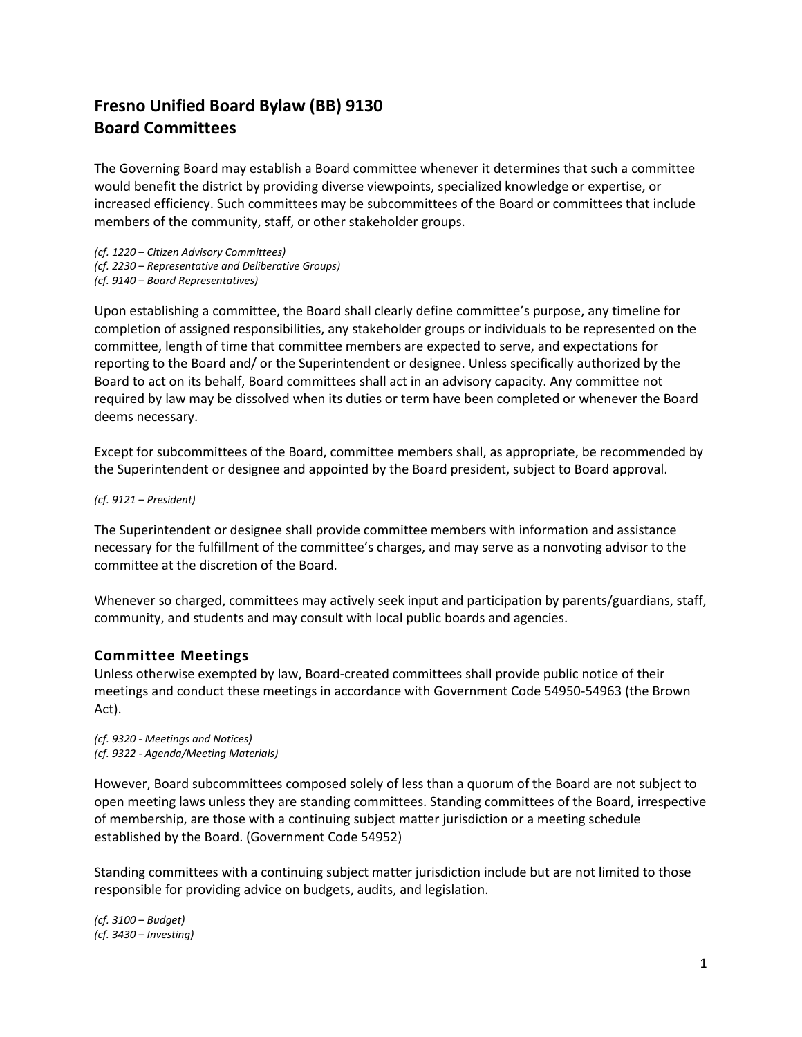# Fresno Unified Board Bylaw (BB) 9130
# Board Committees

The Governing Board may establish a Board committee whenever it determines that such a committee would benefit the district by providing diverse viewpoints, specialized knowledge or expertise, or increased efficiency. Such committees may be subcommittees of the Board or committees that include members of the community, staff, or other stakeholder groups.

*(cf. 1220 – Citizen Advisory Committees)*
*(cf. 2230 – Representative and Deliberative Groups)*
*(cf. 9140 – Board Representatives)*

Upon establishing a committee, the Board shall clearly define committee's purpose, any timeline for completion of assigned responsibilities, any stakeholder groups or individuals to be represented on the committee, length of time that committee members are expected to serve, and expectations for reporting to the Board and/ or the Superintendent or designee. Unless specifically authorized by the Board to act on its behalf, Board committees shall act in an advisory capacity. Any committee not required by law may be dissolved when its duties or term have been completed or whenever the Board deems necessary.

Except for subcommittees of the Board, committee members shall, as appropriate, be recommended by the Superintendent or designee and appointed by the Board president, subject to Board approval.

*(cf. 9121 – President)*

The Superintendent or designee shall provide committee members with information and assistance necessary for the fulfillment of the committee's charges, and may serve as a nonvoting advisor to the committee at the discretion of the Board.

Whenever so charged, committees may actively seek input and participation by parents/guardians, staff, community, and students and may consult with local public boards and agencies.

## Committee Meetings

Unless otherwise exempted by law, Board-created committees shall provide public notice of their meetings and conduct these meetings in accordance with Government Code 54950-54963 (the Brown Act).

*(cf. 9320 - Meetings and Notices)*
*(cf. 9322 - Agenda/Meeting Materials)*

However, Board subcommittees composed solely of less than a quorum of the Board are not subject to open meeting laws unless they are standing committees. Standing committees of the Board, irrespective of membership, are those with a continuing subject matter jurisdiction or a meeting schedule established by the Board. (Government Code 54952)

Standing committees with a continuing subject matter jurisdiction include but are not limited to those responsible for providing advice on budgets, audits, and legislation.

*(cf. 3100 – Budget)*
*(cf. 3430 – Investing)*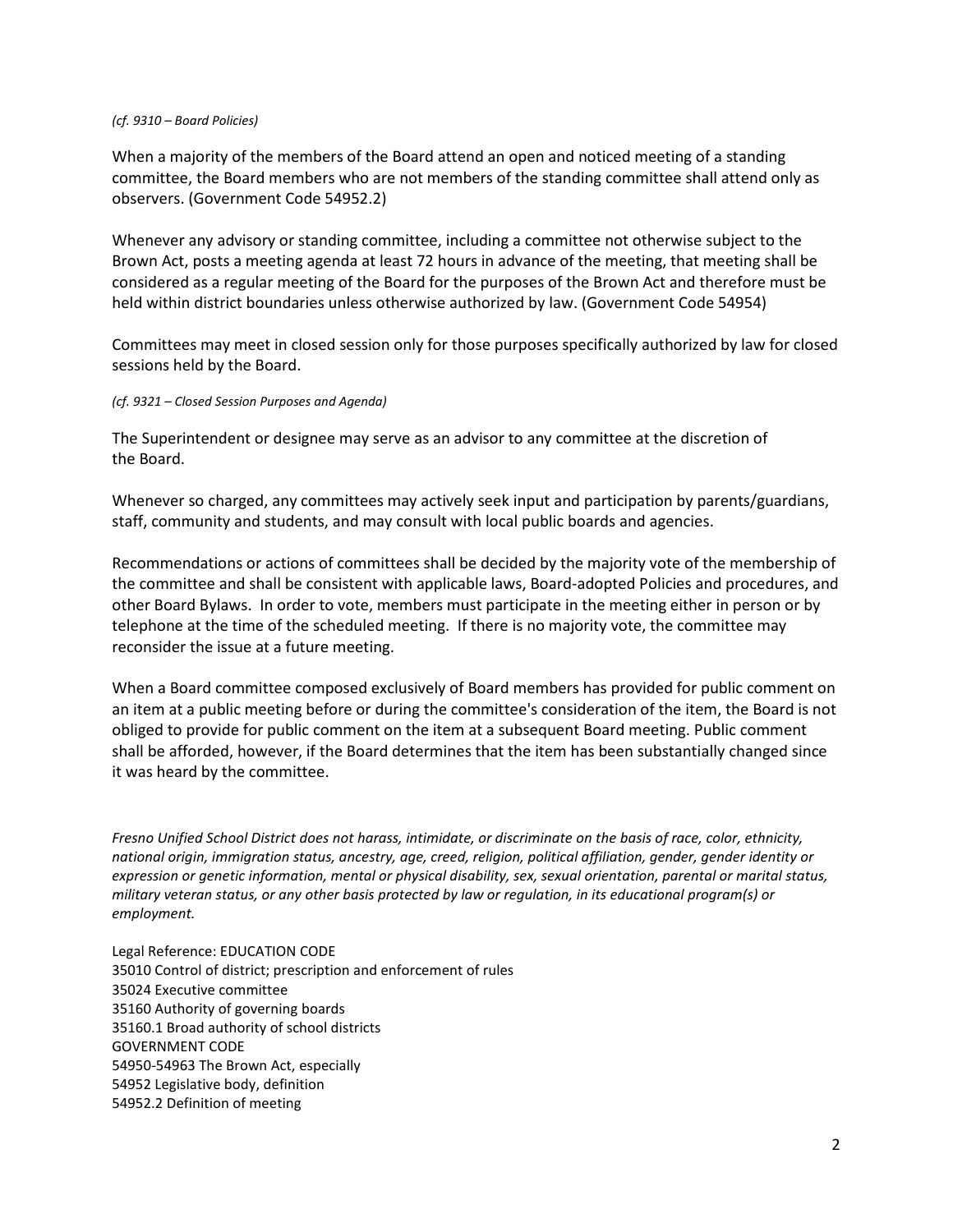*(cf. 9310 – Board Policies)*

When a majority of the members of the Board attend an open and noticed meeting of a standing committee, the Board members who are not members of the standing committee shall attend only as observers. (Government Code 54952.2)

Whenever any advisory or standing committee, including a committee not otherwise subject to the Brown Act, posts a meeting agenda at least 72 hours in advance of the meeting, that meeting shall be considered as a regular meeting of the Board for the purposes of the Brown Act and therefore must be held within district boundaries unless otherwise authorized by law. (Government Code 54954)

Committees may meet in closed session only for those purposes specifically authorized by law for closed sessions held by the Board.

*(cf. 9321 – Closed Session Purposes and Agenda)*

The Superintendent or designee may serve as an advisor to any committee at the discretion of the Board.

Whenever so charged, any committees may actively seek input and participation by parents/guardians, staff, community and students, and may consult with local public boards and agencies.

Recommendations or actions of committees shall be decided by the majority vote of the membership of the committee and shall be consistent with applicable laws, Board-adopted Policies and procedures, and other Board Bylaws. In order to vote, members must participate in the meeting either in person or by telephone at the time of the scheduled meeting. If there is no majority vote, the committee may reconsider the issue at a future meeting.

When a Board committee composed exclusively of Board members has provided for public comment on an item at a public meeting before or during the committee's consideration of the item, the Board is not obliged to provide for public comment on the item at a subsequent Board meeting. Public comment shall be afforded, however, if the Board determines that the item has been substantially changed since it was heard by the committee.

*Fresno Unified School District does not harass, intimidate, or discriminate on the basis of race, color, ethnicity, national origin, immigration status, ancestry, age, creed, religion, political affiliation, gender, gender identity or expression or genetic information, mental or physical disability, sex, sexual orientation, parental or marital status, military veteran status, or any other basis protected by law or regulation, in its educational program(s) or employment.*

Legal Reference: EDUCATION CODE
35010 Control of district; prescription and enforcement of rules
35024 Executive committee
35160 Authority of governing boards
35160.1 Broad authority of school districts
GOVERNMENT CODE
54950-54963 The Brown Act, especially
54952 Legislative body, definition
54952.2 Definition of meeting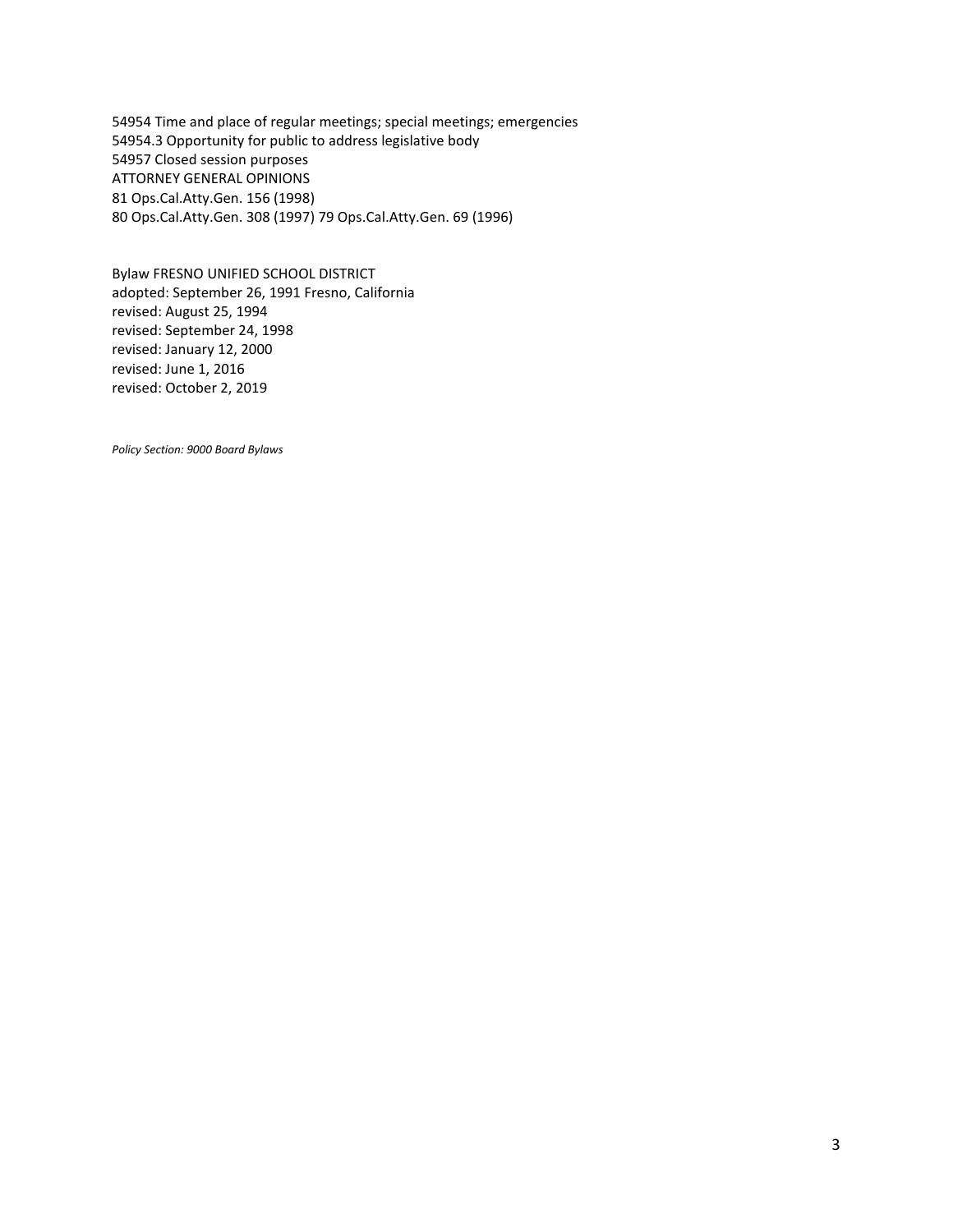54954 Time and place of regular meetings; special meetings; emergencies
54954.3 Opportunity for public to address legislative body
54957 Closed session purposes
ATTORNEY GENERAL OPINIONS
81 Ops.Cal.Atty.Gen. 156 (1998)
80 Ops.Cal.Atty.Gen. 308 (1997) 79 Ops.Cal.Atty.Gen. 69 (1996)

Bylaw FRESNO UNIFIED SCHOOL DISTRICT
adopted: September 26, 1991 Fresno, California
revised: August 25, 1994
revised: September 24, 1998
revised: January 12, 2000
revised: June 1, 2016
revised: October 2, 2019

*Policy Section: 9000 Board Bylaws*